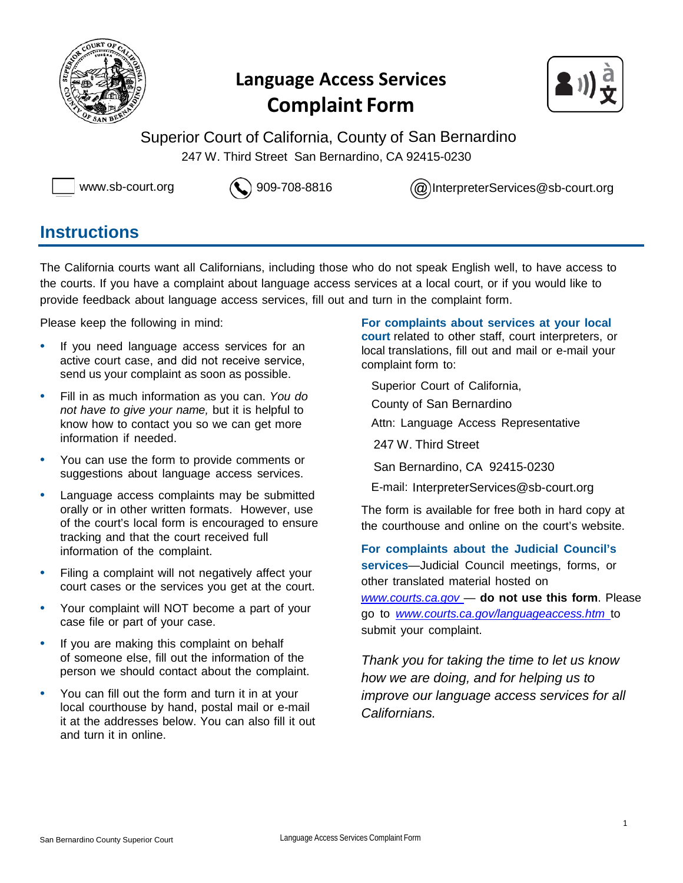# Language Access Services Complaint Form

Superior Court of California, County of San Bernardino

247 W. Third Street San Bernardino, CA 92415-0230

www.sb-court.org 909-708-8816 InterpreterServices@sb-court.org

## Instructions

The California courts want all Californians, including those who do not speak English well, to have access to the courts. If you have a complaint about language access services at a local court, or if you would like to provide feedback about language access services, fill out and turn in the complaint form.

Please keep the following in mind:

- If you need language access services for an active court case, and did not receive service, send us your complaint as soon as possible.
- Fill in as much information as you can. *You do not have to give your name,* but it is helpful to know how to contact you so we can get more information if needed.
- You can use the form to provide comments or suggestions about language access services.
- Language access complaints may be submitted orally or in other written formats. However, use of the court's local form is encouraged to ensure tracking and that the court received full information of the complaint.
- Filing a complaint will not negatively affect your court cases or the services you get at the court.
- Your complaint will NOT become a part of your case file or part of your case.
- If you are making this complaint on behalf of someone else, fill out the information of the person we should contact about the complaint.
- You can fill out the form and turn it in at your local courthouse by hand, postal mail or e-mail it at the addresses below. You can also fill it out and turn it in online.

**For complaints about services at your local court** related to other staff, court interpreters, or local translations, fill out and mail or e-mail your complaint form to:

Superior Court of California,
County of San Bernardino
Attn: Language Access Representative
247 W. Third Street
San Bernardino, CA 92415-0230
E-mail: InterpreterServices@sb-court.org

The form is available for free both in hard copy at the courthouse and online on the court's website.

**For complaints about the Judicial Council's services**—Judicial Council meetings, forms, or other translated material hosted on *www.courts.ca.gov* — **do not use this form**. Please go to *www.courts.ca.gov/languageaccess.htm* to submit your complaint.

*Thank you for taking the time to let us know how we are doing, and for helping us to improve our language access services for all Californians.*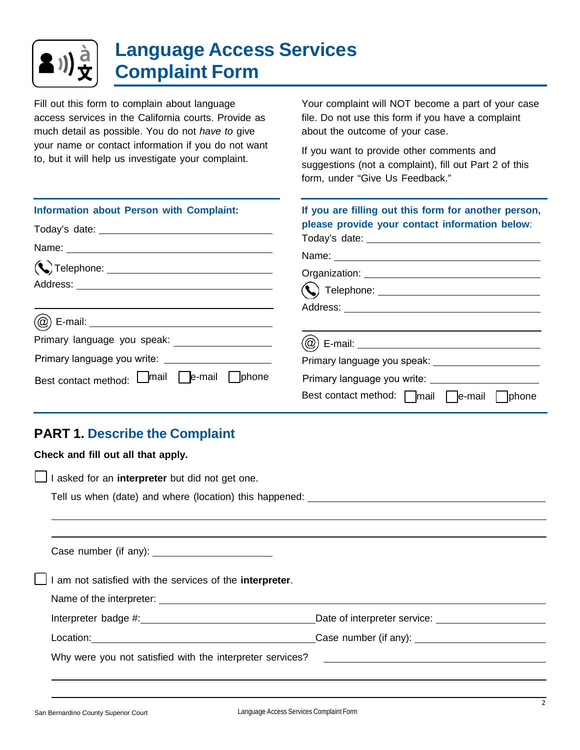# Language Access Services Complaint Form

Fill out this form to complain about language access services in the California courts. Provide as much detail as possible. You do not *have to* give your name or contact information if you do not want to, but it will help us investigate your complaint.

Your complaint will NOT become a part of your case file. Do not use this form if you have a complaint about the outcome of your case.

If you want to provide other comments and suggestions (not a complaint), fill out Part 2 of this form, under "Give Us Feedback."

**Information about Person with Complaint:**

Today's date: ______________________

Name: ______________________

Telephone: ______________________

Address: ______________________

______________________

E-mail: ______________________

Primary language you speak: ______________________

Primary language you write: ______________________

Best contact method: ☐ mail ☐ e-mail ☐ phone

**If you are filling out this form for another person, please provide your contact information below:**

Today's date: ______________________

Name: ______________________

Organization: ______________________

Telephone: ______________________

Address: ______________________

______________________

E-mail: ______________________

Primary language you speak: ______________________

Primary language you write: ______________________

Best contact method: ☐ mail ☐ e-mail ☐ phone

## PART 1. Describe the Complaint

**Check and fill out all that apply.**

☐ I asked for an **interpreter** but did not get one.

Tell us when (date) and where (location) this happened: ______________________

______________________

______________________

Case number (if any): ______________________

☐ I am not satisfied with the services of the **interpreter**.

Name of the interpreter: ______________________

Interpreter badge #: ______________________ Date of interpreter service: ______________________

Location: ______________________ Case number (if any): ______________________

Why were you not satisfied with the interpreter services? ______________________

______________________

______________________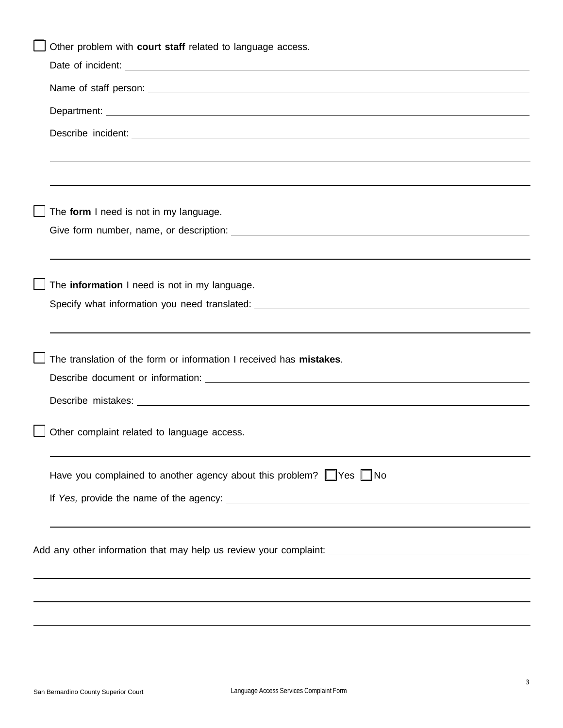☐ Other problem with **court staff** related to language access.

Date of incident: ______________________________________________

Name of staff person: ______________________________________________

Department: ______________________________________________

Describe incident: ______________________________________________

______________________________________________

______________________________________________

☐ The **form** I need is not in my language.

Give form number, name, or description: ______________________________________________

______________________________________________

☐ The **information** I need is not in my language.

Specify what information you need translated: ______________________________________________

______________________________________________

☐ The translation of the form or information I received has **mistakes**.

Describe document or information: ______________________________________________

Describe mistakes: ______________________________________________

☐ Other complaint related to language access.

______________________________________________

Have you complained to another agency about this problem? ☐ Yes ☐ No

If *Yes,* provide the name of the agency: ______________________________________________

______________________________________________

Add any other information that may help us review your complaint: ______________________________________________

______________________________________________

______________________________________________

______________________________________________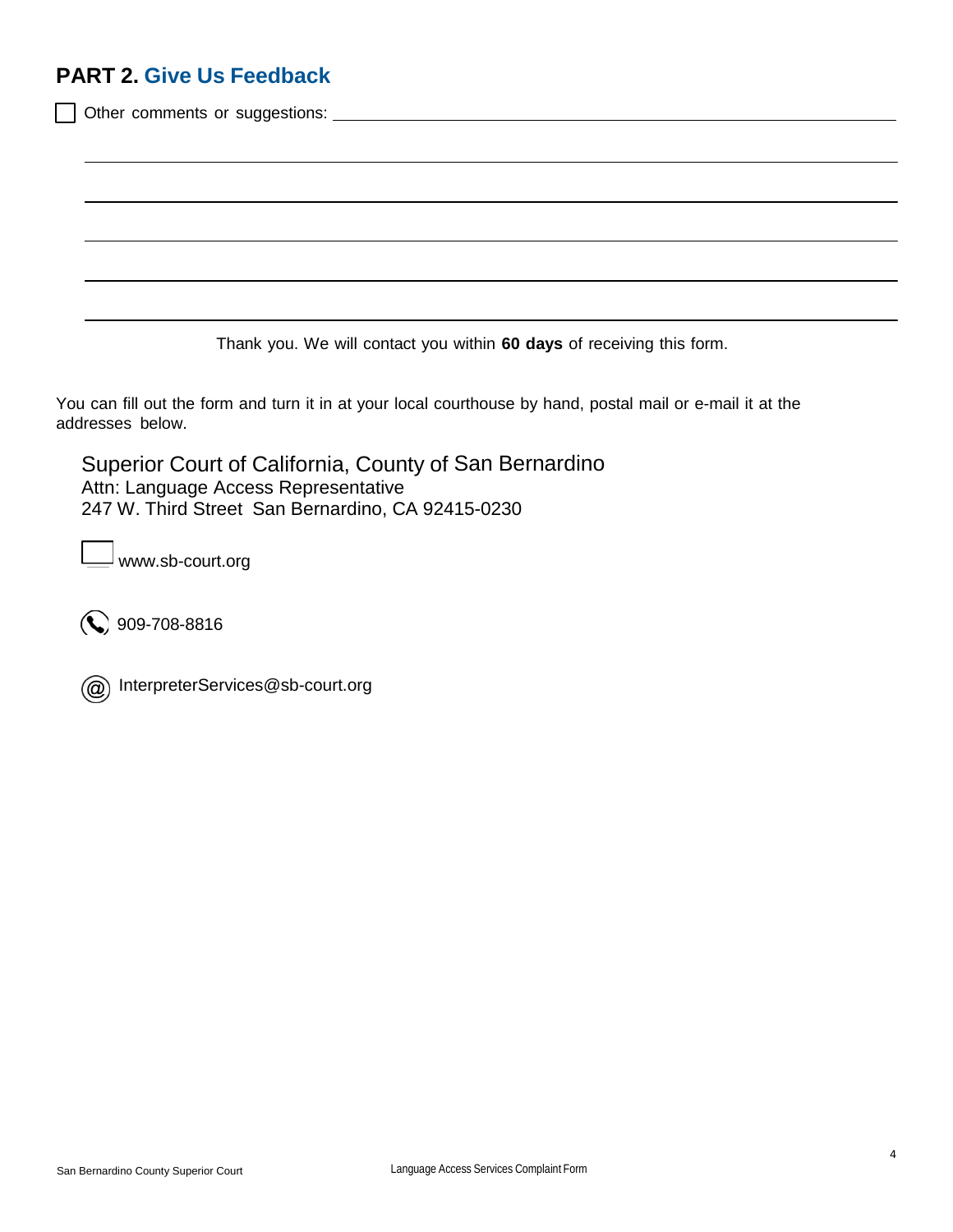## PART 2. Give Us Feedback

☐ Other comments or suggestions: \_\_\_\_\_\_\_\_\_\_\_\_\_\_\_\_\_\_\_\_\_\_\_\_\_\_\_\_\_\_\_\_\_\_\_\_\_\_\_\_

Thank you. We will contact you within **60 days** of receiving this form.

You can fill out the form and turn it in at your local courthouse by hand, postal mail or e-mail it at the addresses below.

Superior Court of California, County of San Bernardino
Attn: Language Access Representative
247 W. Third Street San Bernardino, CA 92415-0230

www.sb-court.org

909-708-8816

InterpreterServices@sb-court.org